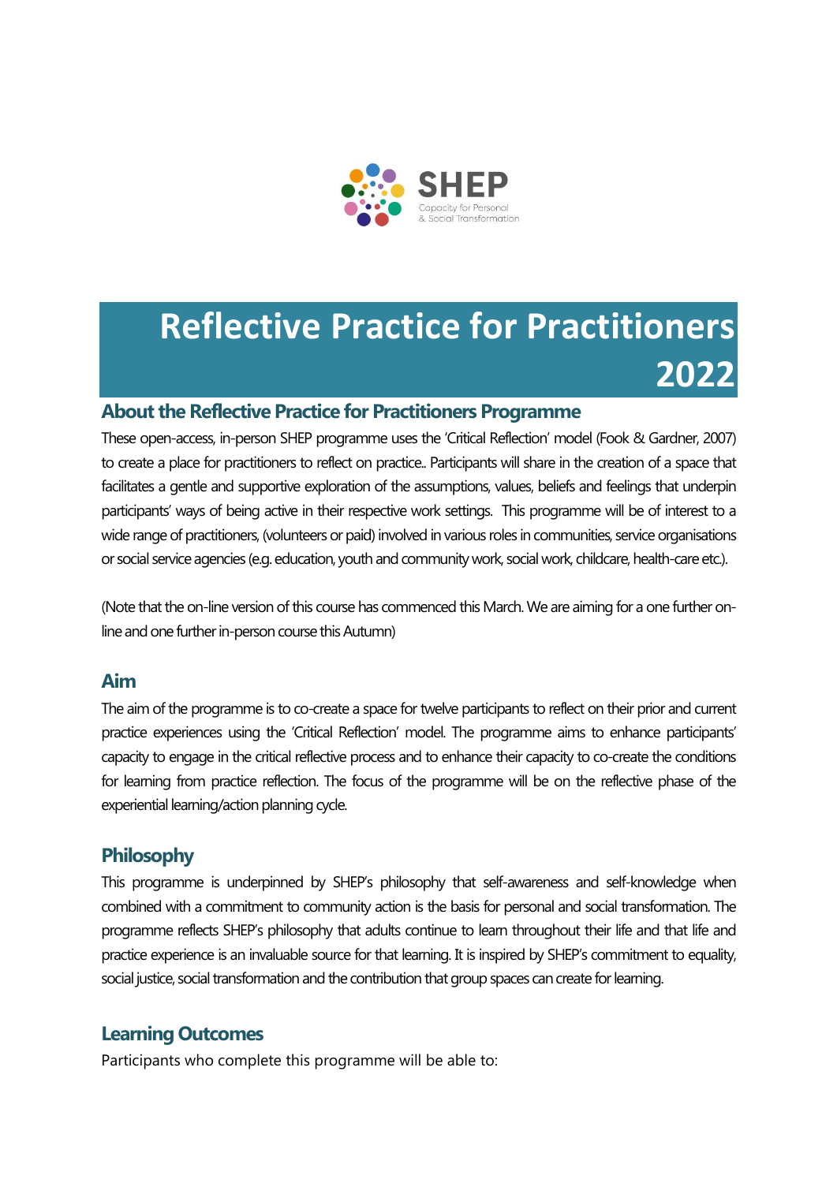SHEP

Capacity for Personal & Social Transformation

# Reflective Practice for Practitioners 2022

## About the Reflective Practice for Practitioners Programme

These open-access, in-person SHEP programme uses the 'Critical Reflection' model (Fook & Gardner, 2007) to create a place for practitioners to reflect on practice.. Participants will share in the creation of a space that facilitates a gentle and supportive exploration of the assumptions, values, beliefs and feelings that underpin participants' ways of being active in their respective work settings. This programme will be of interest to a wide range of practitioners, (volunteers or paid) involved in various roles in communities, service organisations or social service agencies (e.g. education, youth and community work, social work, childcare, health-care etc.).

(Note that the on-line version of this course has commenced this March. We are aiming for a one further on-line and one further in-person course this Autumn)

## Aim

The aim of the programme is to co-create a space for twelve participants to reflect on their prior and current practice experiences using the 'Critical Reflection' model. The programme aims to enhance participants' capacity to engage in the critical reflective process and to enhance their capacity to co-create the conditions for learning from practice reflection. The focus of the programme will be on the reflective phase of the experiential learning/action planning cycle.

## Philosophy

This programme is underpinned by SHEP's philosophy that self-awareness and self-knowledge when combined with a commitment to community action is the basis for personal and social transformation. The programme reflects SHEP's philosophy that adults continue to learn throughout their life and that life and practice experience is an invaluable source for that learning. It is inspired by SHEP's commitment to equality, social justice, social transformation and the contribution that group spaces can create for learning.

## Learning Outcomes

Participants who complete this programme will be able to: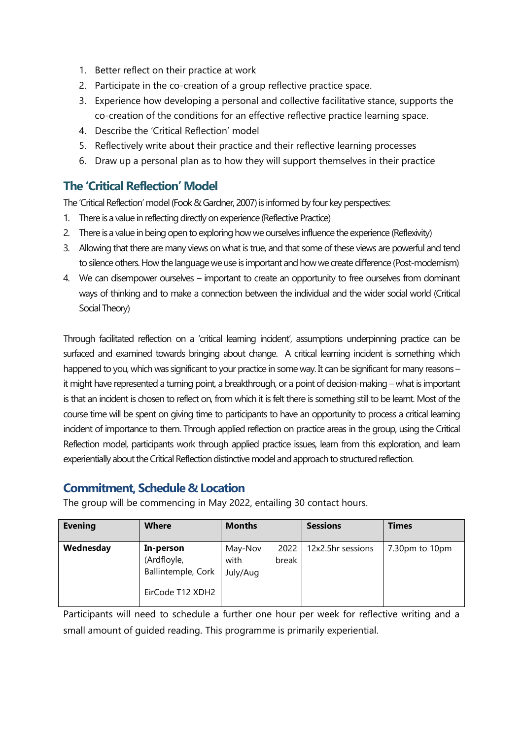1. Better reflect on their practice at work
2. Participate in the co-creation of a group reflective practice space.
3. Experience how developing a personal and collective facilitative stance, supports the co-creation of the conditions for an effective reflective practice learning space.
4. Describe the 'Critical Reflection' model
5. Reflectively write about their practice and their reflective learning processes
6. Draw up a personal plan as to how they will support themselves in their practice

## The 'Critical Reflection' Model

The 'Critical Reflection' model (Fook & Gardner, 2007) is informed by four key perspectives:

1. There is a value in reflecting directly on experience (Reflective Practice)
2. There is a value in being open to exploring how we ourselves influence the experience (Reflexivity)
3. Allowing that there are many views on what is true, and that some of these views are powerful and tend to silence others. How the language we use is important and how we create difference (Post-modernism)
4. We can disempower ourselves – important to create an opportunity to free ourselves from dominant ways of thinking and to make a connection between the individual and the wider social world (Critical Social Theory)

Through facilitated reflection on a 'critical learning incident', assumptions underpinning practice can be surfaced and examined towards bringing about change. A critical learning incident is something which happened to you, which was significant to your practice in some way. It can be significant for many reasons – it might have represented a turning point, a breakthrough, or a point of decision-making – what is important is that an incident is chosen to reflect on, from which it is felt there is something still to be learnt. Most of the course time will be spent on giving time to participants to have an opportunity to process a critical learning incident of importance to them. Through applied reflection on practice areas in the group, using the Critical Reflection model, participants work through applied practice issues, learn from this exploration, and learn experientially about the Critical Reflection distinctive model and approach to structured reflection.

## Commitment, Schedule & Location

The group will be commencing in May 2022, entailing 30 contact hours.

| Evening | Where | Months | Sessions | Times |
|---|---|---|---|---|
| **Wednesday** | **In-person** (Ardfloyle, Ballintemple, Cork<br><br>EirCode T12 XDH2 | May-Nov 2022 with break July/Aug | 12x2.5hr sessions | 7.30pm to 10pm |

Participants will need to schedule a further one hour per week for reflective writing and a small amount of guided reading. This programme is primarily experiential.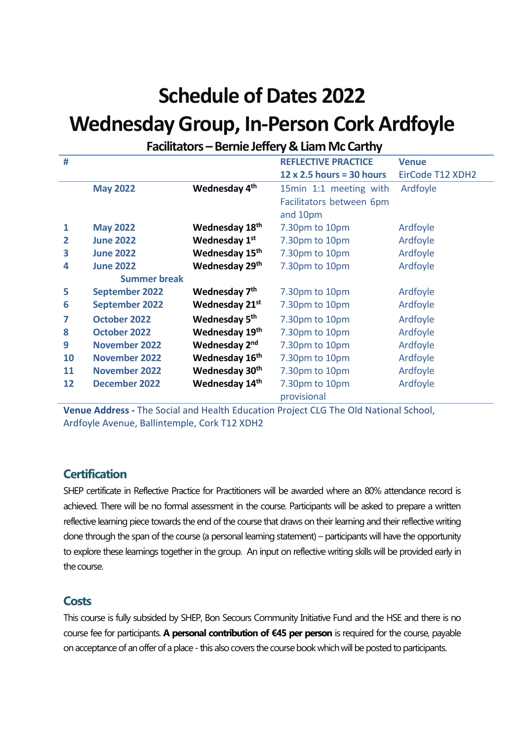# Schedule of Dates 2022

# Wednesday Group, In-Person Cork Ardfoyle

### Facilitators – Bernie Jeffery & Liam Mc Carthy

| # | | | REFLECTIVE PRACTICE 12 x 2.5 hours = 30 hours | Venue EirCode T12 XDH2 |
|---|---|---|---|---|
| | May 2022 | Wednesday 4th | 15min 1:1 meeting with Facilitators between 6pm and 10pm | Ardfoyle |
| 1 | May 2022 | Wednesday 18th | 7.30pm to 10pm | Ardfoyle |
| 2 | June 2022 | Wednesday 1st | 7.30pm to 10pm | Ardfoyle |
| 3 | June 2022 | Wednesday 15th | 7.30pm to 10pm | Ardfoyle |
| 4 | June 2022 | Wednesday 29th | 7.30pm to 10pm | Ardfoyle |
| | Summer break | | | |
| 5 | September 2022 | Wednesday 7th | 7.30pm to 10pm | Ardfoyle |
| 6 | September 2022 | Wednesday 21st | 7.30pm to 10pm | Ardfoyle |
| 7 | October 2022 | Wednesday 5th | 7.30pm to 10pm | Ardfoyle |
| 8 | October 2022 | Wednesday 19th | 7.30pm to 10pm | Ardfoyle |
| 9 | November 2022 | Wednesday 2nd | 7.30pm to 10pm | Ardfoyle |
| 10 | November 2022 | Wednesday 16th | 7.30pm to 10pm | Ardfoyle |
| 11 | November 2022 | Wednesday 30th | 7.30pm to 10pm | Ardfoyle |
| 12 | December 2022 | Wednesday 14th | 7.30pm to 10pm provisional | Ardfoyle |

**Venue Address -** The Social and Health Education Project CLG The Old National School, Ardfoyle Avenue, Ballintemple, Cork T12 XDH2

## Certification

SHEP certificate in Reflective Practice for Practitioners will be awarded where an 80% attendance record is achieved. There will be no formal assessment in the course. Participants will be asked to prepare a written reflective learning piece towards the end of the course that draws on their learning and their reflective writing done through the span of the course (a personal learning statement) – participants will have the opportunity to explore these learnings together in the group. An input on reflective writing skills will be provided early in the course.

## Costs

This course is fully subsided by SHEP, Bon Secours Community Initiative Fund and the HSE and there is no course fee for participants. **A personal contribution of €45 per person** is required for the course, payable on acceptance of an offer of a place - this also covers the course book which will be posted to participants.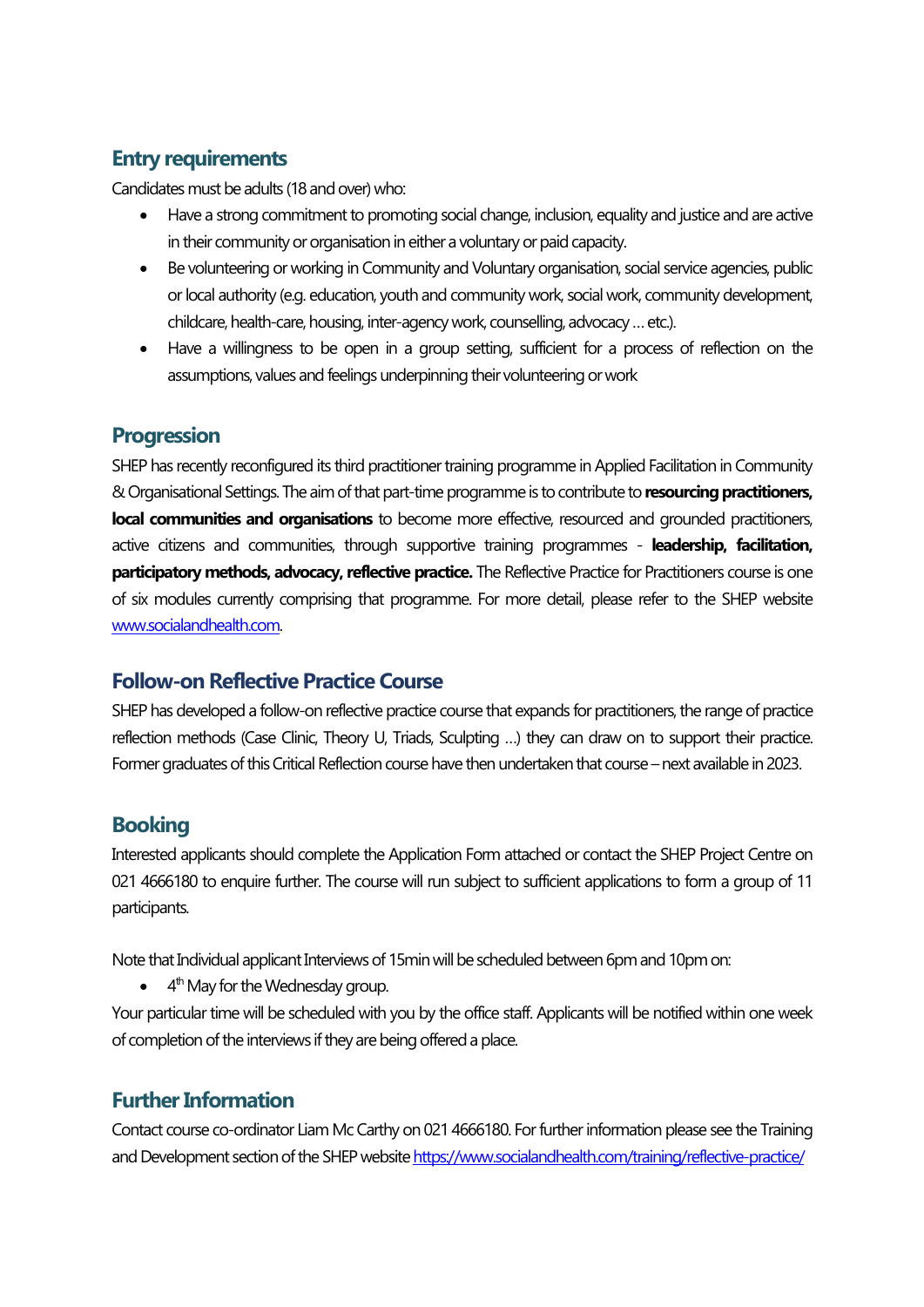## Entry requirements

Candidates must be adults (18 and over) who:

- Have a strong commitment to promoting social change, inclusion, equality and justice and are active in their community or organisation in either a voluntary or paid capacity.
- Be volunteering or working in Community and Voluntary organisation, social service agencies, public or local authority (e.g. education, youth and community work, social work, community development, childcare, health-care, housing, inter-agency work, counselling, advocacy … etc.).
- Have a willingness to be open in a group setting, sufficient for a process of reflection on the assumptions, values and feelings underpinning their volunteering or work

## Progression

SHEP has recently reconfigured its third practitioner training programme in Applied Facilitation in Community & Organisational Settings. The aim of that part-time programme is to contribute to **resourcing practitioners, local communities and organisations** to become more effective, resourced and grounded practitioners, active citizens and communities, through supportive training programmes - **leadership, facilitation, participatory methods, advocacy, reflective practice.** The Reflective Practice for Practitioners course is one of six modules currently comprising that programme. For more detail, please refer to the SHEP website [www.socialandhealth.com](www.socialandhealth.com).

## Follow-on Reflective Practice Course

SHEP has developed a follow-on reflective practice course that expands for practitioners, the range of practice reflection methods (Case Clinic, Theory U, Triads, Sculpting …) they can draw on to support their practice. Former graduates of this Critical Reflection course have then undertaken that course – next available in 2023.

## Booking

Interested applicants should complete the Application Form attached or contact the SHEP Project Centre on 021 4666180 to enquire further. The course will run subject to sufficient applications to form a group of 11 participants.

Note that Individual applicant Interviews of 15min will be scheduled between 6pm and 10pm on:

- 4th May for the Wednesday group.

Your particular time will be scheduled with you by the office staff. Applicants will be notified within one week of completion of the interviews if they are being offered a place.

## Further Information

Contact course co-ordinator Liam Mc Carthy on 021 4666180. For further information please see the Training and Development section of the SHEP website [https://www.socialandhealth.com/training/reflective-practice/](https://www.socialandhealth.com/training/reflective-practice/)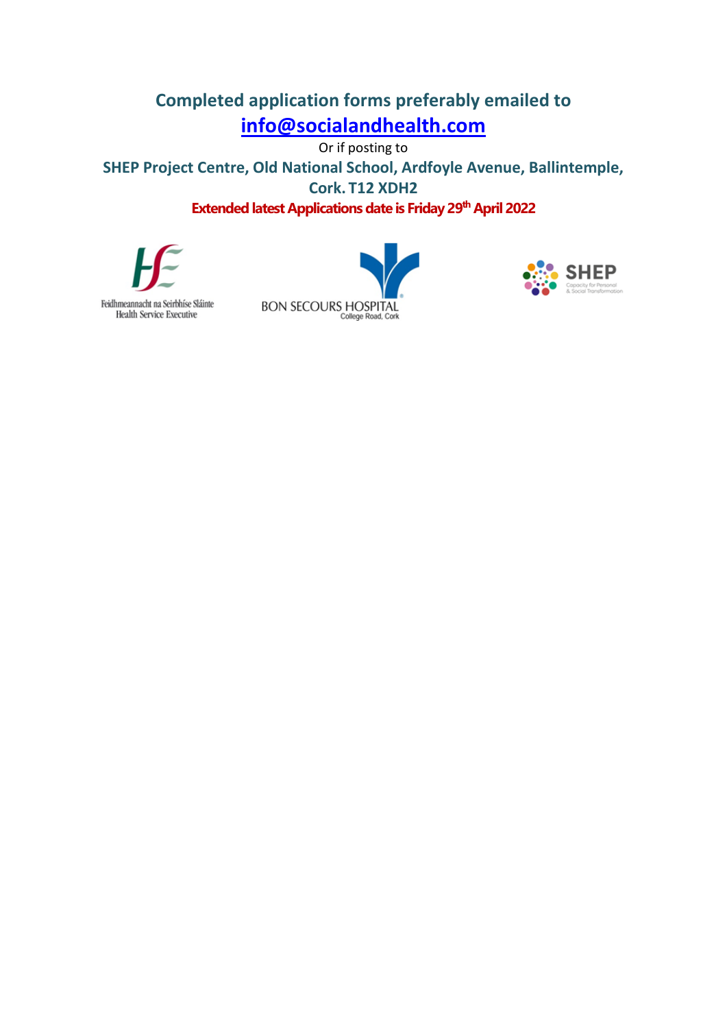**Completed application forms preferably emailed to**

**[info@socialandhealth.com](mailto:info@socialandhealth.com)**

Or if posting to

**SHEP Project Centre, Old National School, Ardfoyle Avenue, Ballintemple, Cork. T12 XDH2**

**Extended latest Applications date is Friday 29th April 2022**

Feidhmeannacht na Seirbhíse Sláinte
Health Service Executive

BON SECOURS HOSPITAL
College Road, Cork

SHEP
Capacity for Personal & Social Transformation